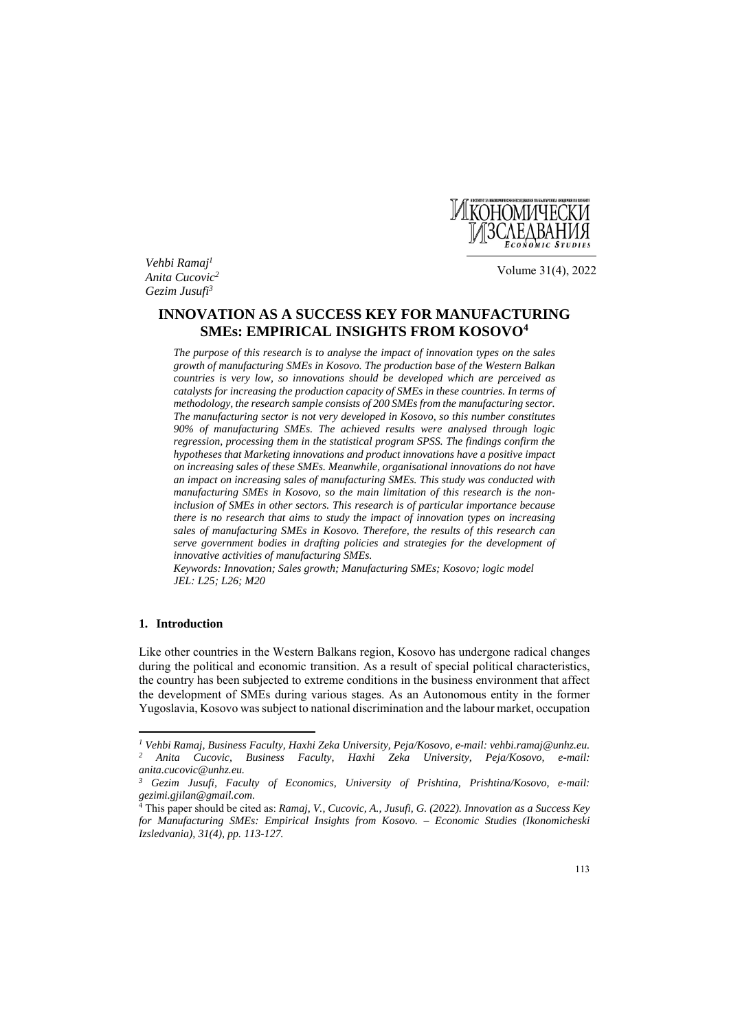Vehbi Ramaj[1]
Anita Cucovic[2]
Gezim Jusufi[3]

# INNOVATION AS A SUCCESS KEY FOR MANUFACTURING SMEs: EMPIRICAL INSIGHTS FROM KOSOVO[4]

*The purpose of this research is to analyse the impact of innovation types on the sales growth of manufacturing SMEs in Kosovo. The production base of the Western Balkan countries is very low, so innovations should be developed which are perceived as catalysts for increasing the production capacity of SMEs in these countries. In terms of methodology, the research sample consists of 200 SMEs from the manufacturing sector. The manufacturing sector is not very developed in Kosovo, so this number constitutes 90% of manufacturing SMEs. The achieved results were analysed through logic regression, processing them in the statistical program SPSS. The findings confirm the hypotheses that Marketing innovations and product innovations have a positive impact on increasing sales of these SMEs. Meanwhile, organisational innovations do not have an impact on increasing sales of manufacturing SMEs. This study was conducted with manufacturing SMEs in Kosovo, so the main limitation of this research is the non-inclusion of SMEs in other sectors. This research is of particular importance because there is no research that aims to study the impact of innovation types on increasing sales of manufacturing SMEs in Kosovo. Therefore, the results of this research can serve government bodies in drafting policies and strategies for the development of innovative activities of manufacturing SMEs.*

*Keywords: Innovation; Sales growth; Manufacturing SMEs; Kosovo; logic model*
*JEL: L25; L26; M20*

## 1. Introduction

Like other countries in the Western Balkans region, Kosovo has undergone radical changes during the political and economic transition. As a result of special political characteristics, the country has been subjected to extreme conditions in the business environment that affect the development of SMEs during various stages. As an Autonomous entity in the former Yugoslavia, Kosovo was subject to national discrimination and the labour market, occupation

---

[1] *Vehbi Ramaj, Business Faculty, Haxhi Zeka University, Peja/Kosovo, e-mail: vehbi.ramaj@unhz.eu.*
[2] *Anita Cucovic, Business Faculty, Haxhi Zeka University, Peja/Kosovo, e-mail: anita.cucovic@unhz.eu.*
[3] *Gezim Jusufi, Faculty of Economics, University of Prishtina, Prishtina/Kosovo, e-mail: gezimi.gjilan@gmail.com.*
[4] This paper should be cited as: *Ramaj, V., Cucovic, A., Jusufi, G. (2022). Innovation as a Success Key for Manufacturing SMEs: Empirical Insights from Kosovo. – Economic Studies (Ikonomicheski Izsledvania), 31(4), pp. 113-127.*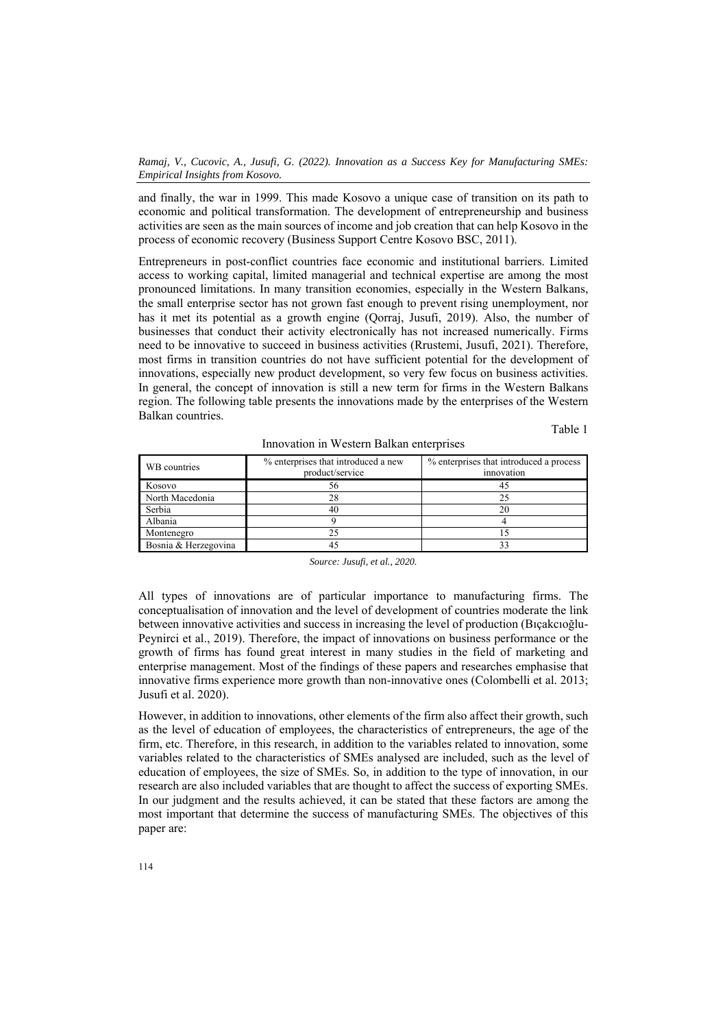and finally, the war in 1999. This made Kosovo a unique case of transition on its path to economic and political transformation. The development of entrepreneurship and business activities are seen as the main sources of income and job creation that can help Kosovo in the process of economic recovery (Business Support Centre Kosovo BSC, 2011).

Entrepreneurs in post-conflict countries face economic and institutional barriers. Limited access to working capital, limited managerial and technical expertise are among the most pronounced limitations. In many transition economies, especially in the Western Balkans, the small enterprise sector has not grown fast enough to prevent rising unemployment, nor has it met its potential as a growth engine (Qorraj, Jusufi, 2019). Also, the number of businesses that conduct their activity electronically has not increased numerically. Firms need to be innovative to succeed in business activities (Rrustemi, Jusufi, 2021). Therefore, most firms in transition countries do not have sufficient potential for the development of innovations, especially new product development, so very few focus on business activities. In general, the concept of innovation is still a new term for firms in the Western Balkans region. The following table presents the innovations made by the enterprises of the Western Balkan countries.

Table 1

Innovation in Western Balkan enterprises

| WB countries | % enterprises that introduced a new product/service | % enterprises that introduced a process innovation |
|---|---|---|
| Kosovo | 56 | 45 |
| North Macedonia | 28 | 25 |
| Serbia | 40 | 20 |
| Albania | 9 | 4 |
| Montenegro | 25 | 15 |
| Bosnia & Herzegovina | 45 | 33 |

*Source: Jusufi, et al., 2020.*

All types of innovations are of particular importance to manufacturing firms. The conceptualisation of innovation and the level of development of countries moderate the link between innovative activities and success in increasing the level of production (Bıçakcıoğlu-Peynirci et al., 2019). Therefore, the impact of innovations on business performance or the growth of firms has found great interest in many studies in the field of marketing and enterprise management. Most of the findings of these papers and researches emphasise that innovative firms experience more growth than non-innovative ones (Colombelli et al. 2013; Jusufi et al. 2020).

However, in addition to innovations, other elements of the firm also affect their growth, such as the level of education of employees, the characteristics of entrepreneurs, the age of the firm, etc. Therefore, in this research, in addition to the variables related to innovation, some variables related to the characteristics of SMEs analysed are included, such as the level of education of employees, the size of SMEs. So, in addition to the type of innovation, in our research are also included variables that are thought to affect the success of exporting SMEs. In our judgment and the results achieved, it can be stated that these factors are among the most important that determine the success of manufacturing SMEs. The objectives of this paper are: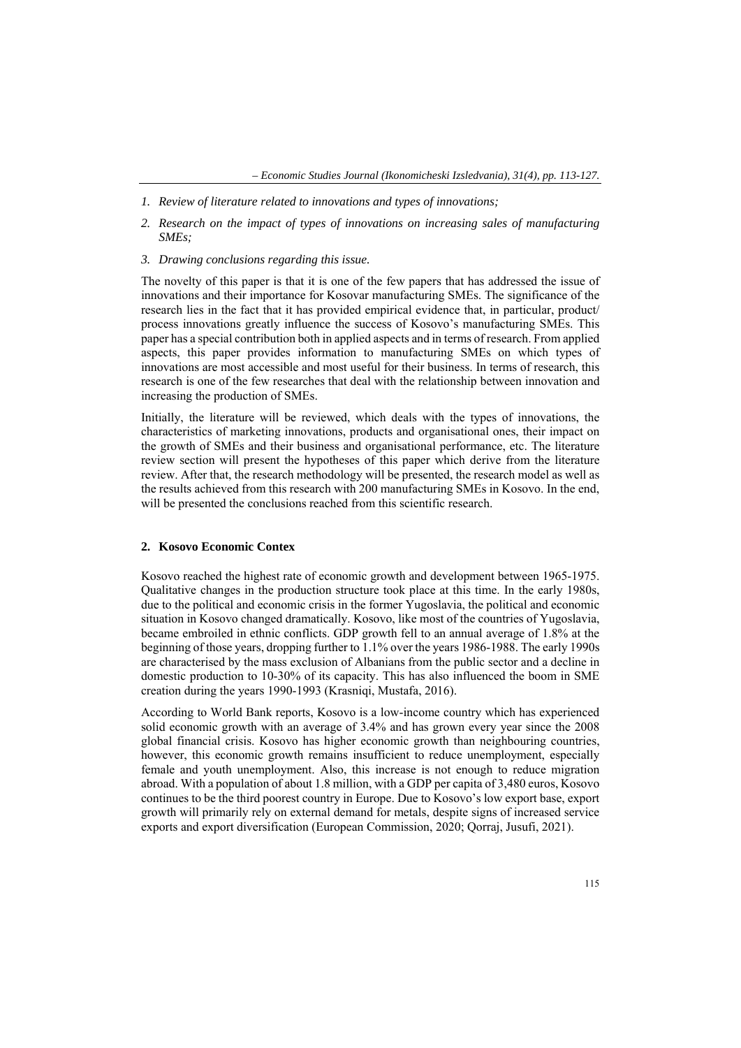1. *Review of literature related to innovations and types of innovations;*
2. *Research on the impact of types of innovations on increasing sales of manufacturing SMEs;*
3. *Drawing conclusions regarding this issue.*

The novelty of this paper is that it is one of the few papers that has addressed the issue of innovations and their importance for Kosovar manufacturing SMEs. The significance of the research lies in the fact that it has provided empirical evidence that, in particular, product/ process innovations greatly influence the success of Kosovo's manufacturing SMEs. This paper has a special contribution both in applied aspects and in terms of research. From applied aspects, this paper provides information to manufacturing SMEs on which types of innovations are most accessible and most useful for their business. In terms of research, this research is one of the few researches that deal with the relationship between innovation and increasing the production of SMEs.

Initially, the literature will be reviewed, which deals with the types of innovations, the characteristics of marketing innovations, products and organisational ones, their impact on the growth of SMEs and their business and organisational performance, etc. The literature review section will present the hypotheses of this paper which derive from the literature review. After that, the research methodology will be presented, the research model as well as the results achieved from this research with 200 manufacturing SMEs in Kosovo. In the end, will be presented the conclusions reached from this scientific research.

## 2. Kosovo Economic Contex

Kosovo reached the highest rate of economic growth and development between 1965-1975. Qualitative changes in the production structure took place at this time. In the early 1980s, due to the political and economic crisis in the former Yugoslavia, the political and economic situation in Kosovo changed dramatically. Kosovo, like most of the countries of Yugoslavia, became embroiled in ethnic conflicts. GDP growth fell to an annual average of 1.8% at the beginning of those years, dropping further to 1.1% over the years 1986-1988. The early 1990s are characterised by the mass exclusion of Albanians from the public sector and a decline in domestic production to 10-30% of its capacity. This has also influenced the boom in SME creation during the years 1990-1993 (Krasniqi, Mustafa, 2016).

According to World Bank reports, Kosovo is a low-income country which has experienced solid economic growth with an average of 3.4% and has grown every year since the 2008 global financial crisis. Kosovo has higher economic growth than neighbouring countries, however, this economic growth remains insufficient to reduce unemployment, especially female and youth unemployment. Also, this increase is not enough to reduce migration abroad. With a population of about 1.8 million, with a GDP per capita of 3,480 euros, Kosovo continues to be the third poorest country in Europe. Due to Kosovo's low export base, export growth will primarily rely on external demand for metals, despite signs of increased service exports and export diversification (European Commission, 2020; Qorraj, Jusufi, 2021).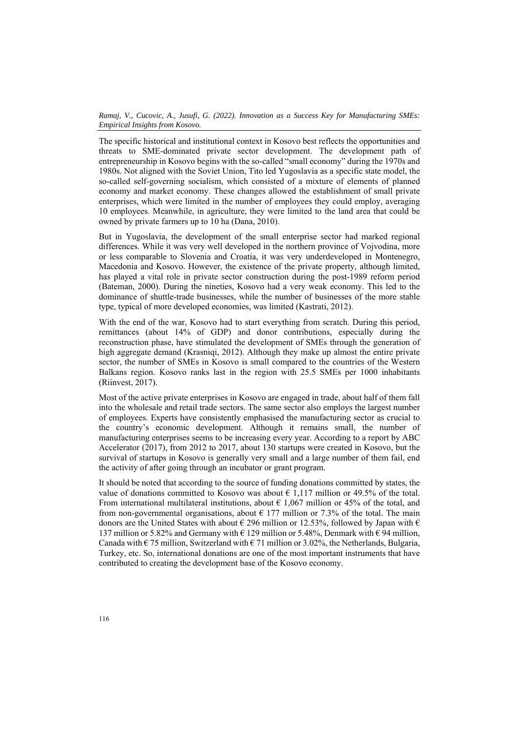The specific historical and institutional context in Kosovo best reflects the opportunities and threats to SME-dominated private sector development. The development path of entrepreneurship in Kosovo begins with the so-called "small economy" during the 1970s and 1980s. Not aligned with the Soviet Union, Tito led Yugoslavia as a specific state model, the so-called self-governing socialism, which consisted of a mixture of elements of planned economy and market economy. These changes allowed the establishment of small private enterprises, which were limited in the number of employees they could employ, averaging 10 employees. Meanwhile, in agriculture, they were limited to the land area that could be owned by private farmers up to 10 ha (Dana, 2010).

But in Yugoslavia, the development of the small enterprise sector had marked regional differences. While it was very well developed in the northern province of Vojvodina, more or less comparable to Slovenia and Croatia, it was very underdeveloped in Montenegro, Macedonia and Kosovo. However, the existence of the private property, although limited, has played a vital role in private sector construction during the post-1989 reform period (Bateman, 2000). During the nineties, Kosovo had a very weak economy. This led to the dominance of shuttle-trade businesses, while the number of businesses of the more stable type, typical of more developed economies, was limited (Kastrati, 2012).

With the end of the war, Kosovo had to start everything from scratch. During this period, remittances (about 14% of GDP) and donor contributions, especially during the reconstruction phase, have stimulated the development of SMEs through the generation of high aggregate demand (Krasniqi, 2012). Although they make up almost the entire private sector, the number of SMEs in Kosovo is small compared to the countries of the Western Balkans region. Kosovo ranks last in the region with 25.5 SMEs per 1000 inhabitants (Riinvest, 2017).

Most of the active private enterprises in Kosovo are engaged in trade, about half of them fall into the wholesale and retail trade sectors. The same sector also employs the largest number of employees. Experts have consistently emphasised the manufacturing sector as crucial to the country's economic development. Although it remains small, the number of manufacturing enterprises seems to be increasing every year. According to a report by ABC Accelerator (2017), from 2012 to 2017, about 130 startups were created in Kosovo, but the survival of startups in Kosovo is generally very small and a large number of them fail, end the activity of after going through an incubator or grant program.

It should be noted that according to the source of funding donations committed by states, the value of donations committed to Kosovo was about € 1,117 million or 49.5% of the total. From international multilateral institutions, about € 1,067 million or 45% of the total, and from non-governmental organisations, about € 177 million or 7.3% of the total. The main donors are the United States with about € 296 million or 12.53%, followed by Japan with € 137 million or 5.82% and Germany with € 129 million or 5.48%, Denmark with € 94 million, Canada with € 75 million, Switzerland with € 71 million or 3.02%, the Netherlands, Bulgaria, Turkey, etc. So, international donations are one of the most important instruments that have contributed to creating the development base of the Kosovo economy.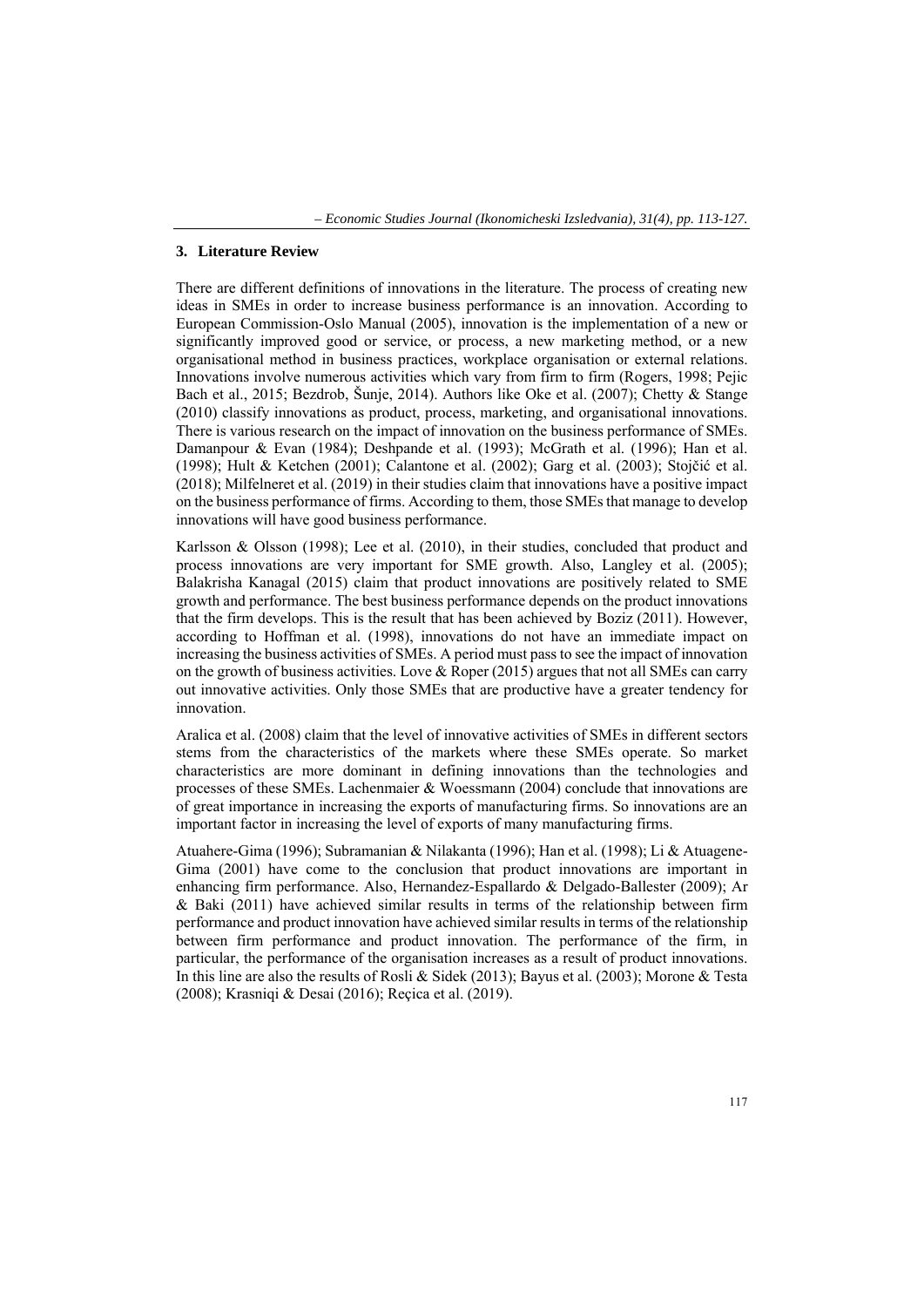## 3. Literature Review

There are different definitions of innovations in the literature. The process of creating new ideas in SMEs in order to increase business performance is an innovation. According to European Commission-Oslo Manual (2005), innovation is the implementation of a new or significantly improved good or service, or process, a new marketing method, or a new organisational method in business practices, workplace organisation or external relations. Innovations involve numerous activities which vary from firm to firm (Rogers, 1998; Pejic Bach et al., 2015; Bezdrob, Šunje, 2014). Authors like Oke et al. (2007); Chetty & Stange (2010) classify innovations as product, process, marketing, and organisational innovations. There is various research on the impact of innovation on the business performance of SMEs. Damanpour & Evan (1984); Deshpande et al. (1993); McGrath et al. (1996); Han et al. (1998); Hult & Ketchen (2001); Calantone et al. (2002); Garg et al. (2003); Stojčić et al. (2018); Milfelneret et al. (2019) in their studies claim that innovations have a positive impact on the business performance of firms. According to them, those SMEs that manage to develop innovations will have good business performance.

Karlsson & Olsson (1998); Lee et al. (2010), in their studies, concluded that product and process innovations are very important for SME growth. Also, Langley et al. (2005); Balakrisha Kanagal (2015) claim that product innovations are positively related to SME growth and performance. The best business performance depends on the product innovations that the firm develops. This is the result that has been achieved by Boziz (2011). However, according to Hoffman et al. (1998), innovations do not have an immediate impact on increasing the business activities of SMEs. A period must pass to see the impact of innovation on the growth of business activities. Love & Roper (2015) argues that not all SMEs can carry out innovative activities. Only those SMEs that are productive have a greater tendency for innovation.

Aralica et al. (2008) claim that the level of innovative activities of SMEs in different sectors stems from the characteristics of the markets where these SMEs operate. So market characteristics are more dominant in defining innovations than the technologies and processes of these SMEs. Lachenmaier & Woessmann (2004) conclude that innovations are of great importance in increasing the exports of manufacturing firms. So innovations are an important factor in increasing the level of exports of many manufacturing firms.

Atuahere-Gima (1996); Subramanian & Nilakanta (1996); Han et al. (1998); Li & Atuagene-Gima (2001) have come to the conclusion that product innovations are important in enhancing firm performance. Also, Hernandez-Espallardo & Delgado-Ballester (2009); Ar & Baki (2011) have achieved similar results in terms of the relationship between firm performance and product innovation have achieved similar results in terms of the relationship between firm performance and product innovation. The performance of the firm, in particular, the performance of the organisation increases as a result of product innovations. In this line are also the results of Rosli & Sidek (2013); Bayus et al. (2003); Morone & Testa (2008); Krasniqi & Desai (2016); Reçica et al. (2019).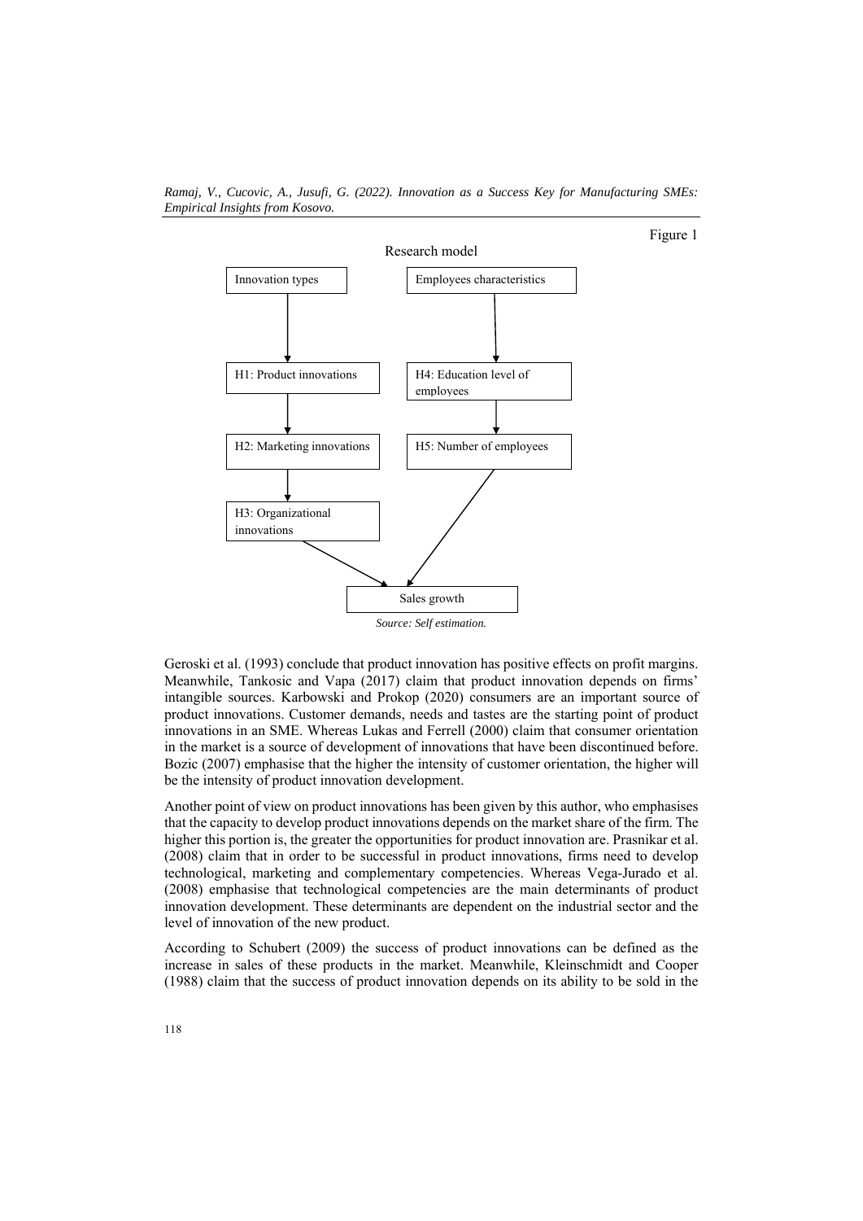Figure 1

Research model

Innovation types → H1: Product innovations → H2: Marketing innovations → H3: Organizational innovations → Sales growth

Employees characteristics → H4: Education level of employees → H5: Number of employees → Sales growth

*Source: Self estimation.*

Geroski et al. (1993) conclude that product innovation has positive effects on profit margins. Meanwhile, Tankosic and Vapa (2017) claim that product innovation depends on firms' intangible sources. Karbowski and Prokop (2020) consumers are an important source of product innovations. Customer demands, needs and tastes are the starting point of product innovations in an SME. Whereas Lukas and Ferrell (2000) claim that consumer orientation in the market is a source of development of innovations that have been discontinued before. Bozic (2007) emphasise that the higher the intensity of customer orientation, the higher will be the intensity of product innovation development.

Another point of view on product innovations has been given by this author, who emphasises that the capacity to develop product innovations depends on the market share of the firm. The higher this portion is, the greater the opportunities for product innovation are. Prasnikar et al. (2008) claim that in order to be successful in product innovations, firms need to develop technological, marketing and complementary competencies. Whereas Vega-Jurado et al. (2008) emphasise that technological competencies are the main determinants of product innovation development. These determinants are dependent on the industrial sector and the level of innovation of the new product.

According to Schubert (2009) the success of product innovations can be defined as the increase in sales of these products in the market. Meanwhile, Kleinschmidt and Cooper (1988) claim that the success of product innovation depends on its ability to be sold in the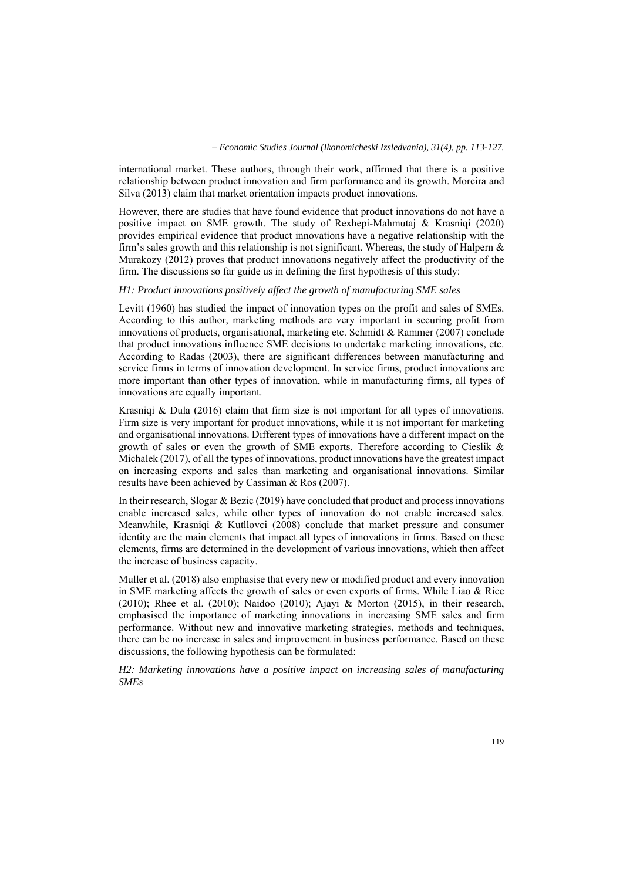international market. These authors, through their work, affirmed that there is a positive relationship between product innovation and firm performance and its growth. Moreira and Silva (2013) claim that market orientation impacts product innovations.

However, there are studies that have found evidence that product innovations do not have a positive impact on SME growth. The study of Rexhepi-Mahmutaj & Krasniqi (2020) provides empirical evidence that product innovations have a negative relationship with the firm's sales growth and this relationship is not significant. Whereas, the study of Halpern & Murakozy (2012) proves that product innovations negatively affect the productivity of the firm. The discussions so far guide us in defining the first hypothesis of this study:

*H1: Product innovations positively affect the growth of manufacturing SME sales*

Levitt (1960) has studied the impact of innovation types on the profit and sales of SMEs. According to this author, marketing methods are very important in securing profit from innovations of products, organisational, marketing etc. Schmidt & Rammer (2007) conclude that product innovations influence SME decisions to undertake marketing innovations, etc. According to Radas (2003), there are significant differences between manufacturing and service firms in terms of innovation development. In service firms, product innovations are more important than other types of innovation, while in manufacturing firms, all types of innovations are equally important.

Krasniqi & Dula (2016) claim that firm size is not important for all types of innovations. Firm size is very important for product innovations, while it is not important for marketing and organisational innovations. Different types of innovations have a different impact on the growth of sales or even the growth of SME exports. Therefore according to Cieslik & Michalek (2017), of all the types of innovations, product innovations have the greatest impact on increasing exports and sales than marketing and organisational innovations. Similar results have been achieved by Cassiman & Ros (2007).

In their research, Slogar & Bezic (2019) have concluded that product and process innovations enable increased sales, while other types of innovation do not enable increased sales. Meanwhile, Krasniqi & Kutllovci (2008) conclude that market pressure and consumer identity are the main elements that impact all types of innovations in firms. Based on these elements, firms are determined in the development of various innovations, which then affect the increase of business capacity.

Muller et al. (2018) also emphasise that every new or modified product and every innovation in SME marketing affects the growth of sales or even exports of firms. While Liao & Rice (2010); Rhee et al. (2010); Naidoo (2010); Ajayi & Morton (2015), in their research, emphasised the importance of marketing innovations in increasing SME sales and firm performance. Without new and innovative marketing strategies, methods and techniques, there can be no increase in sales and improvement in business performance. Based on these discussions, the following hypothesis can be formulated:

*H2: Marketing innovations have a positive impact on increasing sales of manufacturing SMEs*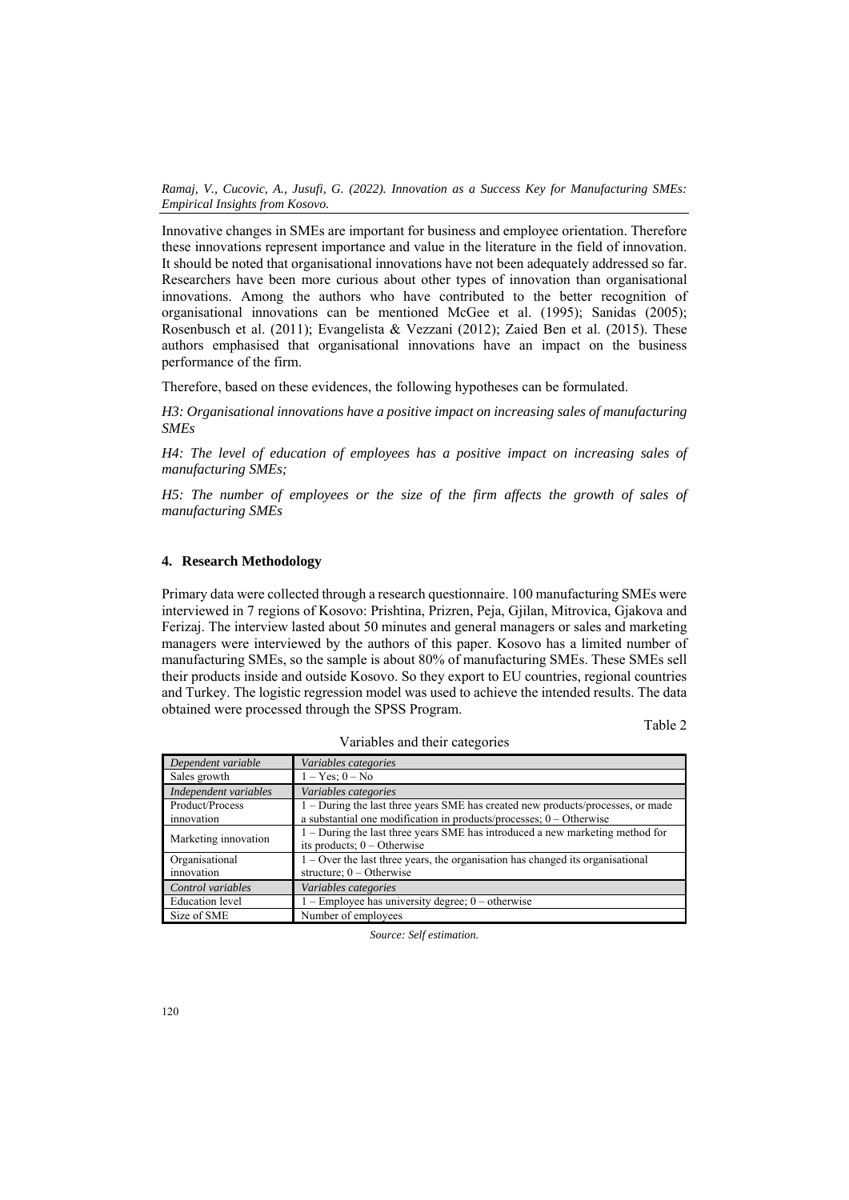Innovative changes in SMEs are important for business and employee orientation. Therefore these innovations represent importance and value in the literature in the field of innovation. It should be noted that organisational innovations have not been adequately addressed so far. Researchers have been more curious about other types of innovation than organisational innovations. Among the authors who have contributed to the better recognition of organisational innovations can be mentioned McGee et al. (1995); Sanidas (2005); Rosenbusch et al. (2011); Evangelista & Vezzani (2012); Zaied Ben et al. (2015). These authors emphasised that organisational innovations have an impact on the business performance of the firm.

Therefore, based on these evidences, the following hypotheses can be formulated.

*H3: Organisational innovations have a positive impact on increasing sales of manufacturing SMEs*

*H4: The level of education of employees has a positive impact on increasing sales of manufacturing SMEs;*

*H5: The number of employees or the size of the firm affects the growth of sales of manufacturing SMEs*

## 4. Research Methodology

Primary data were collected through a research questionnaire. 100 manufacturing SMEs were interviewed in 7 regions of Kosovo: Prishtina, Prizren, Peja, Gjilan, Mitrovica, Gjakova and Ferizaj. The interview lasted about 50 minutes and general managers or sales and marketing managers were interviewed by the authors of this paper. Kosovo has a limited number of manufacturing SMEs, so the sample is about 80% of manufacturing SMEs. These SMEs sell their products inside and outside Kosovo. So they export to EU countries, regional countries and Turkey. The logistic regression model was used to achieve the intended results. The data obtained were processed through the SPSS Program.

Table 2

Variables and their categories

| *Dependent variable* | *Variables categories* |
|---|---|
| Sales growth | 1 – Yes; 0 – No |
| *Independent variables* | *Variables categories* |
| Product/Process innovation | 1 – During the last three years SME has created new products/processes, or made a substantial one modification in products/processes; 0 – Otherwise |
| Marketing innovation | 1 – During the last three years SME has introduced a new marketing method for its products; 0 – Otherwise |
| Organisational innovation | 1 – Over the last three years, the organisation has changed its organisational structure; 0 – Otherwise |
| *Control variables* | *Variables categories* |
| Education level | 1 – Employee has university degree; 0 – otherwise |
| Size of SME | Number of employees |

*Source: Self estimation.*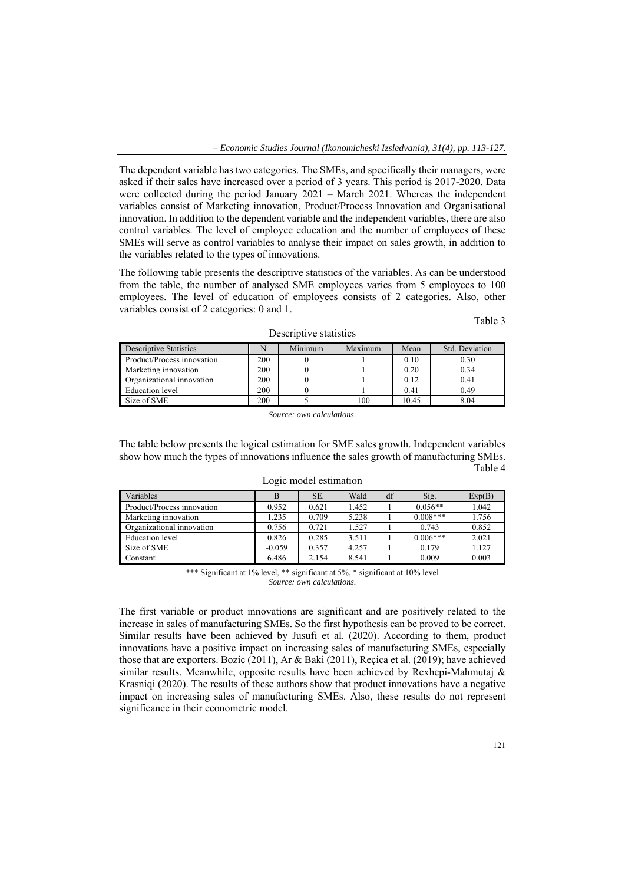The dependent variable has two categories. The SMEs, and specifically their managers, were asked if their sales have increased over a period of 3 years. This period is 2017-2020. Data were collected during the period January 2021 – March 2021. Whereas the independent variables consist of Marketing innovation, Product/Process Innovation and Organisational innovation. In addition to the dependent variable and the independent variables, there are also control variables. The level of employee education and the number of employees of these SMEs will serve as control variables to analyse their impact on sales growth, in addition to the variables related to the types of innovations.

The following table presents the descriptive statistics of the variables. As can be understood from the table, the number of analysed SME employees varies from 5 employees to 100 employees. The level of education of employees consists of 2 categories. Also, other variables consist of 2 categories: 0 and 1.

Table 3

Descriptive statistics

| Descriptive Statistics | N | Minimum | Maximum | Mean | Std. Deviation |
|---|---|---|---|---|---|
| Product/Process innovation | 200 | 0 | 1 | 0.10 | 0.30 |
| Marketing innovation | 200 | 0 | 1 | 0.20 | 0.34 |
| Organizational innovation | 200 | 0 | 1 | 0.12 | 0.41 |
| Education level | 200 | 0 | 1 | 0.41 | 0.49 |
| Size of SME | 200 | 5 | 100 | 10.45 | 8.04 |

*Source: own calculations.*

The table below presents the logical estimation for SME sales growth. Independent variables show how much the types of innovations influence the sales growth of manufacturing SMEs.

Table 4

Logic model estimation

| Variables | B | SE. | Wald | df | Sig. | Exp(B) |
|---|---|---|---|---|---|---|
| Product/Process innovation | 0.952 | 0.621 | 1.452 | 1 | 0.056** | 1.042 |
| Marketing innovation | 1.235 | 0.709 | 5.238 | 1 | 0.008*** | 1.756 |
| Organizational innovation | 0.756 | 0.721 | 1.527 | 1 | 0.743 | 0.852 |
| Education level | 0.826 | 0.285 | 3.511 | 1 | 0.006*** | 2.021 |
| Size of SME | -0.059 | 0.357 | 4.257 | 1 | 0.179 | 1.127 |
| Constant | 6.486 | 2.154 | 8.541 | 1 | 0.009 | 0.003 |

*** Significant at 1% level, ** significant at 5%, * significant at 10% level

*Source: own calculations.*

The first variable or product innovations are significant and are positively related to the increase in sales of manufacturing SMEs. So the first hypothesis can be proved to be correct. Similar results have been achieved by Jusufi et al. (2020). According to them, product innovations have a positive impact on increasing sales of manufacturing SMEs, especially those that are exporters. Bozic (2011), Ar & Baki (2011), Reçica et al. (2019); have achieved similar results. Meanwhile, opposite results have been achieved by Rexhepi-Mahmutaj & Krasniqi (2020). The results of these authors show that product innovations have a negative impact on increasing sales of manufacturing SMEs. Also, these results do not represent significance in their econometric model.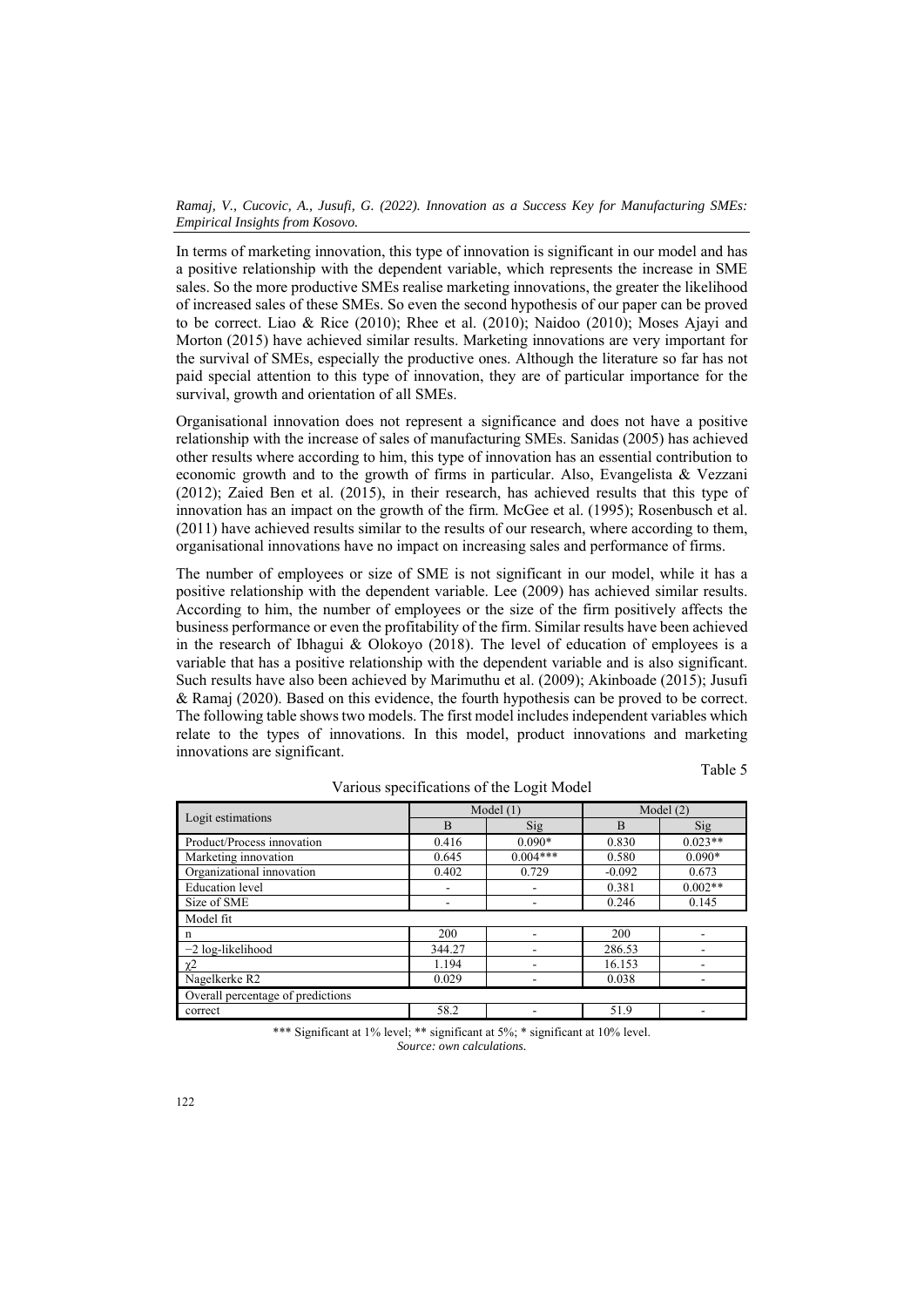In terms of marketing innovation, this type of innovation is significant in our model and has a positive relationship with the dependent variable, which represents the increase in SME sales. So the more productive SMEs realise marketing innovations, the greater the likelihood of increased sales of these SMEs. So even the second hypothesis of our paper can be proved to be correct. Liao & Rice (2010); Rhee et al. (2010); Naidoo (2010); Moses Ajayi and Morton (2015) have achieved similar results. Marketing innovations are very important for the survival of SMEs, especially the productive ones. Although the literature so far has not paid special attention to this type of innovation, they are of particular importance for the survival, growth and orientation of all SMEs.

Organisational innovation does not represent a significance and does not have a positive relationship with the increase of sales of manufacturing SMEs. Sanidas (2005) has achieved other results where according to him, this type of innovation has an essential contribution to economic growth and to the growth of firms in particular. Also, Evangelista & Vezzani (2012); Zaied Ben et al. (2015), in their research, has achieved results that this type of innovation has an impact on the growth of the firm. McGee et al. (1995); Rosenbusch et al. (2011) have achieved results similar to the results of our research, where according to them, organisational innovations have no impact on increasing sales and performance of firms.

The number of employees or size of SME is not significant in our model, while it has a positive relationship with the dependent variable. Lee (2009) has achieved similar results. According to him, the number of employees or the size of the firm positively affects the business performance or even the profitability of the firm. Similar results have been achieved in the research of Ibhagui & Olokoyo (2018). The level of education of employees is a variable that has a positive relationship with the dependent variable and is also significant. Such results have also been achieved by Marimuthu et al. (2009); Akinboade (2015); Jusufi & Ramaj (2020). Based on this evidence, the fourth hypothesis can be proved to be correct. The following table shows two models. The first model includes independent variables which relate to the types of innovations. In this model, product innovations and marketing innovations are significant.

Table 5

Various specifications of the Logit Model

| Logit estimations | Model (1) | | Model (2) | |
|---|---|---|---|---|
| | B | Sig | B | Sig |
| Product/Process innovation | 0.416 | 0.090* | 0.830 | 0.023** |
| Marketing innovation | 0.645 | 0.004*** | 0.580 | 0.090* |
| Organizational innovation | 0.402 | 0.729 | -0.092 | 0.673 |
| Education level | - | - | 0.381 | 0.002** |
| Size of SME | - | - | 0.246 | 0.145 |
| Model fit | | | | |
| n | 200 | - | 200 | - |
| −2 log-likelihood | 344.27 | - | 286.53 | - |
| $\chi 2$ | 1.194 | - | 16.153 | - |
| Nagelkerke R2 | 0.029 | - | 0.038 | - |
| Overall percentage of predictions | | | | |
| correct | 58.2 | - | 51.9 | - |

*** Significant at 1% level; ** significant at 5%; * significant at 10% level.

*Source: own calculations.*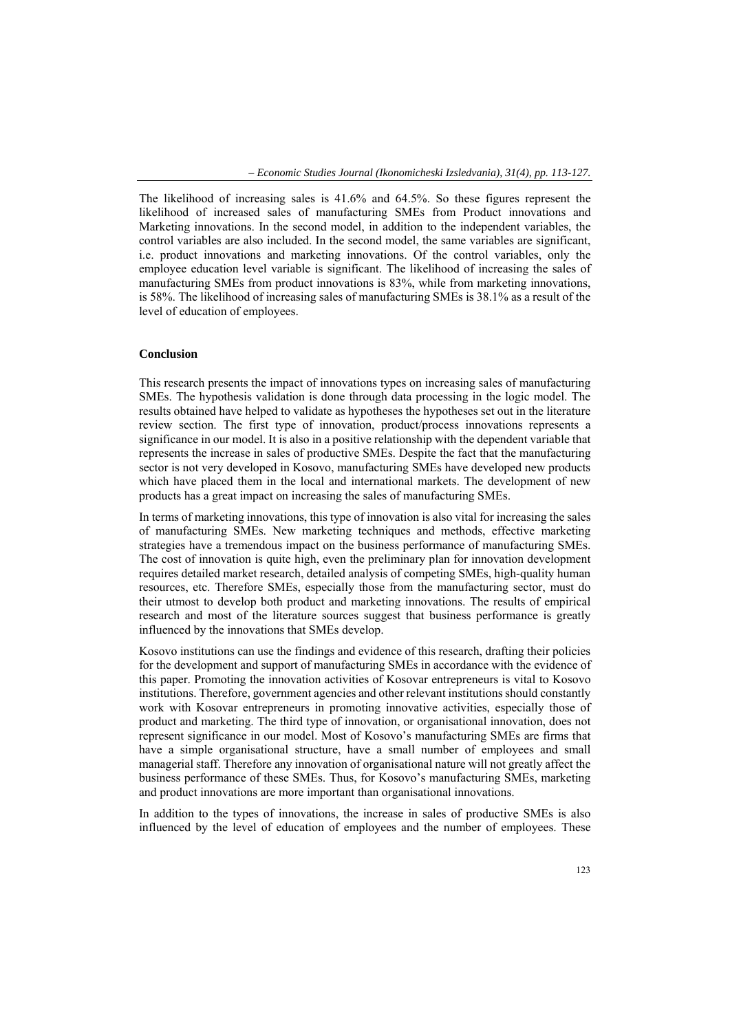The likelihood of increasing sales is 41.6% and 64.5%. So these figures represent the likelihood of increased sales of manufacturing SMEs from Product innovations and Marketing innovations. In the second model, in addition to the independent variables, the control variables are also included. In the second model, the same variables are significant, i.e. product innovations and marketing innovations. Of the control variables, only the employee education level variable is significant. The likelihood of increasing the sales of manufacturing SMEs from product innovations is 83%, while from marketing innovations, is 58%. The likelihood of increasing sales of manufacturing SMEs is 38.1% as a result of the level of education of employees.

## Conclusion

This research presents the impact of innovations types on increasing sales of manufacturing SMEs. The hypothesis validation is done through data processing in the logic model. The results obtained have helped to validate as hypotheses the hypotheses set out in the literature review section. The first type of innovation, product/process innovations represents a significance in our model. It is also in a positive relationship with the dependent variable that represents the increase in sales of productive SMEs. Despite the fact that the manufacturing sector is not very developed in Kosovo, manufacturing SMEs have developed new products which have placed them in the local and international markets. The development of new products has a great impact on increasing the sales of manufacturing SMEs.

In terms of marketing innovations, this type of innovation is also vital for increasing the sales of manufacturing SMEs. New marketing techniques and methods, effective marketing strategies have a tremendous impact on the business performance of manufacturing SMEs. The cost of innovation is quite high, even the preliminary plan for innovation development requires detailed market research, detailed analysis of competing SMEs, high-quality human resources, etc. Therefore SMEs, especially those from the manufacturing sector, must do their utmost to develop both product and marketing innovations. The results of empirical research and most of the literature sources suggest that business performance is greatly influenced by the innovations that SMEs develop.

Kosovo institutions can use the findings and evidence of this research, drafting their policies for the development and support of manufacturing SMEs in accordance with the evidence of this paper. Promoting the innovation activities of Kosovar entrepreneurs is vital to Kosovo institutions. Therefore, government agencies and other relevant institutions should constantly work with Kosovar entrepreneurs in promoting innovative activities, especially those of product and marketing. The third type of innovation, or organisational innovation, does not represent significance in our model. Most of Kosovo's manufacturing SMEs are firms that have a simple organisational structure, have a small number of employees and small managerial staff. Therefore any innovation of organisational nature will not greatly affect the business performance of these SMEs. Thus, for Kosovo's manufacturing SMEs, marketing and product innovations are more important than organisational innovations.

In addition to the types of innovations, the increase in sales of productive SMEs is also influenced by the level of education of employees and the number of employees. These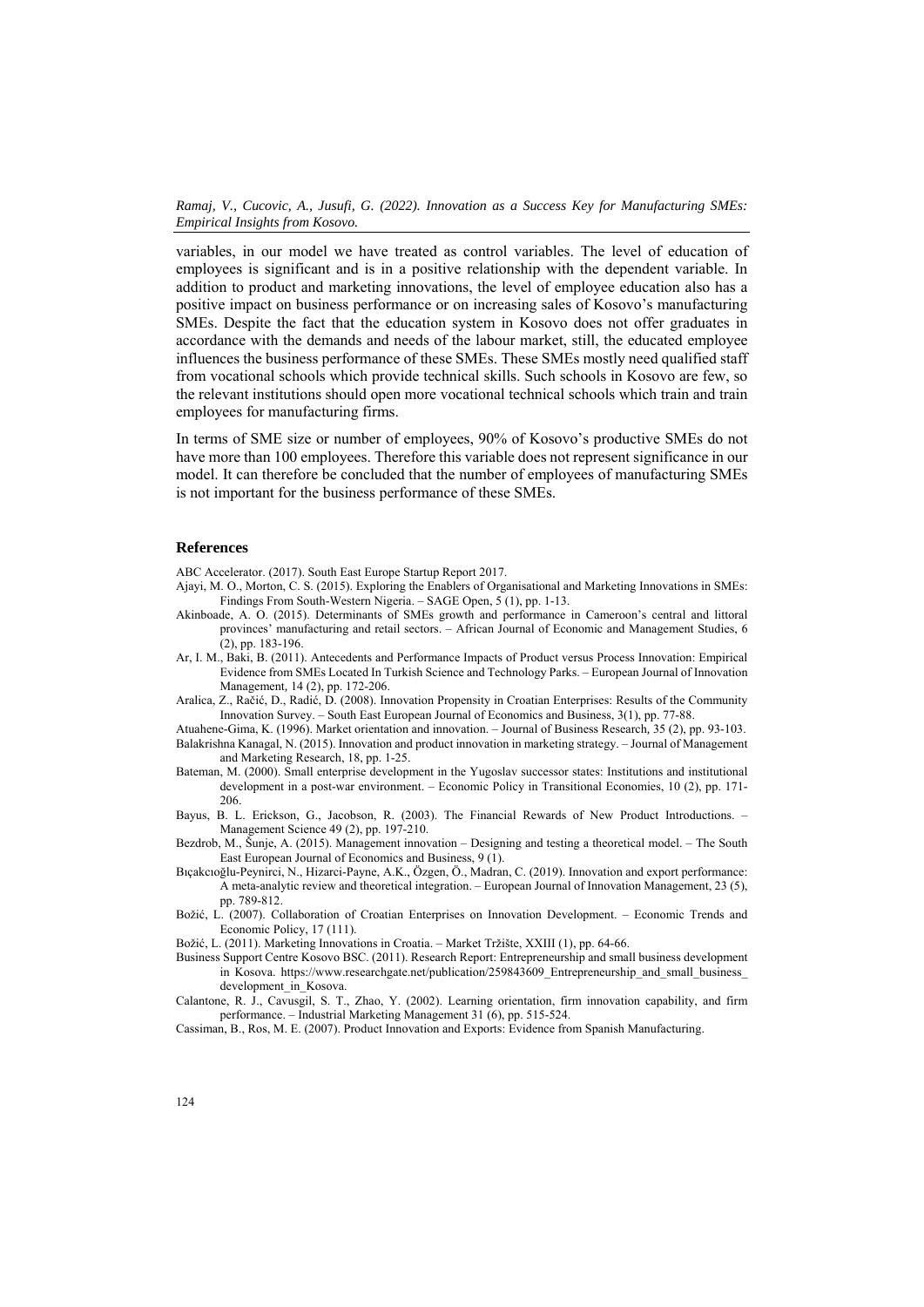variables, in our model we have treated as control variables. The level of education of employees is significant and is in a positive relationship with the dependent variable. In addition to product and marketing innovations, the level of employee education also has a positive impact on business performance or on increasing sales of Kosovo's manufacturing SMEs. Despite the fact that the education system in Kosovo does not offer graduates in accordance with the demands and needs of the labour market, still, the educated employee influences the business performance of these SMEs. These SMEs mostly need qualified staff from vocational schools which provide technical skills. Such schools in Kosovo are few, so the relevant institutions should open more vocational technical schools which train and train employees for manufacturing firms.

In terms of SME size or number of employees, 90% of Kosovo's productive SMEs do not have more than 100 employees. Therefore this variable does not represent significance in our model. It can therefore be concluded that the number of employees of manufacturing SMEs is not important for the business performance of these SMEs.

## References

ABC Accelerator. (2017). South East Europe Startup Report 2017.

Ajayi, M. O., Morton, C. S. (2015). Exploring the Enablers of Organisational and Marketing Innovations in SMEs: Findings From South-Western Nigeria. – SAGE Open, 5 (1), pp. 1-13.

Akinboade, A. O. (2015). Determinants of SMEs growth and performance in Cameroon's central and littoral provinces' manufacturing and retail sectors. – African Journal of Economic and Management Studies, 6 (2), pp. 183-196.

Ar, I. M., Baki, B. (2011). Antecedents and Performance Impacts of Product versus Process Innovation: Empirical Evidence from SMEs Located In Turkish Science and Technology Parks. – European Journal of Innovation Management, 14 (2), pp. 172-206.

Aralica, Z., Račić, D., Radić, D. (2008). Innovation Propensity in Croatian Enterprises: Results of the Community Innovation Survey. – South East European Journal of Economics and Business, 3(1), pp. 77-88.

Atuahene-Gima, K. (1996). Market orientation and innovation. – Journal of Business Research, 35 (2), pp. 93-103.

Balakrishna Kanagal, N. (2015). Innovation and product innovation in marketing strategy. – Journal of Management and Marketing Research, 18, pp. 1-25.

Bateman, M. (2000). Small enterprise development in the Yugoslav successor states: Institutions and institutional development in a post-war environment. – Economic Policy in Transitional Economies, 10 (2), pp. 171-206.

Bayus, B. L. Erickson, G., Jacobson, R. (2003). The Financial Rewards of New Product Introductions. – Management Science 49 (2), pp. 197-210.

Bezdrob, M., Šunje, A. (2015). Management innovation – Designing and testing a theoretical model. – The South East European Journal of Economics and Business, 9 (1).

Bıçakcıoğlu-Peynirci, N., Hizarci-Payne, A.K., Özgen, Ö., Madran, C. (2019). Innovation and export performance: A meta-analytic review and theoretical integration. – European Journal of Innovation Management, 23 (5), pp. 789-812.

Božić, L. (2007). Collaboration of Croatian Enterprises on Innovation Development. – Economic Trends and Economic Policy, 17 (111).

Božić, L. (2011). Marketing Innovations in Croatia. – Market Tržište, XXIII (1), pp. 64-66.

Business Support Centre Kosovo BSC. (2011). Research Report: Entrepreneurship and small business development in Kosova. https://www.researchgate.net/publication/259843609_Entrepreneurship_and_small_business_development_in_Kosova.

Calantone, R. J., Cavusgil, S. T., Zhao, Y. (2002). Learning orientation, firm innovation capability, and firm performance. – Industrial Marketing Management 31 (6), pp. 515-524.

Cassiman, B., Ros, M. E. (2007). Product Innovation and Exports: Evidence from Spanish Manufacturing.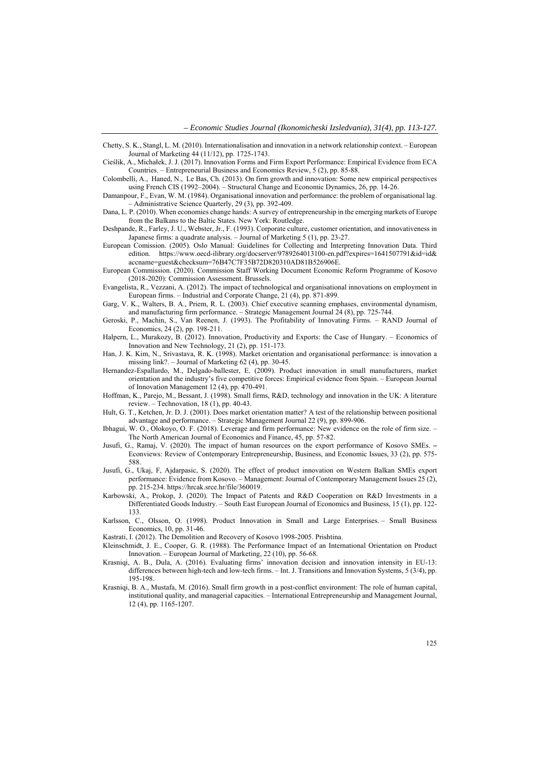Chetty, S. K., Stangl, L. M. (2010). Internationalisation and innovation in a network relationship context. – European Journal of Marketing 44 (11/12), pp. 1725-1743.

Cieślik, A., Michałek, J. J. (2017). Innovation Forms and Firm Export Performance: Empirical Evidence from ECA Countries. – Entrepreneurial Business and Economics Review, 5 (2), pp. 85-88.

Colombelli, A., Haned, N., Le Bas, Ch. (2013). On firm growth and innovation: Some new empirical perspectives using French CIS (1992–2004). – Structural Change and Economic Dynamics, 26, pp. 14-26.

Damanpour, F., Evan, W. M. (1984). Organisational innovation and performance: the problem of organisational lag. – Administrative Science Quarterly, 29 (3), pp. 392-409.

Dana, L. P. (2010). When economies change hands: A survey of entrepreneurship in the emerging markets of Europe from the Balkans to the Baltic States. New York: Routledge.

Deshpande, R., Farley, J. U., Webster, Jr., F. (1993). Corporate culture, customer orientation, and innovativeness in Japanese firms: a quadrate analysis. – Journal of Marketing 5 (1), pp. 23-27.

European Comission. (2005). Oslo Manual: Guidelines for Collecting and Interpreting Innovation Data. Third edition. https://www.oecd-ilibrary.org/docserver/9789264013100-en.pdf?expires=1641507791&id=id&accname=guest&checksum=76B47C7F35B72D820310AD81B526906E.

European Commission. (2020). Commission Staff Working Document Economic Reform Programme of Kosovo (2018-2020): Commission Assessment. Brussels.

Evangelista, R., Vezzani, A. (2012). The impact of technological and organisational innovations on employment in European firms. – Industrial and Corporate Change, 21 (4), pp. 871-899.

Garg, V. K., Walters, B. A., Priem, R. L. (2003). Chief executive scanning emphases, environmental dynamism, and manufacturing firm performance. – Strategic Management Journal 24 (8), pp. 725-744.

Geroski, P., Machin, S., Van Reenen, J. (1993). The Profitability of Innovating Firms. – RAND Journal of Economics, 24 (2), pp. 198-211.

Halpern, L., Murakozy, B. (2012). Innovation, Productivity and Exports: the Case of Hungary. – Economics of Innovation and New Technology, 21 (2), pp. 151-173.

Han, J. K. Kim, N., Srivastava, R. K. (1998). Market orientation and organisational performance: is innovation a missing link?. – Journal of Marketing 62 (4), pp. 30-45.

Hernandez-Espallardo, M., Delgado-ballester, E. (2009). Product innovation in small manufacturers, market orientation and the industry's five competitive forces: Empirical evidence from Spain. – European Journal of Innovation Management 12 (4), pp. 470-491.

Hoffman, K., Parejo, M., Bessant, J. (1998). Small firms, R&D, technology and innovation in the UK: A literature review. – Technovation, 18 (1), pp. 40-43.

Hult, G. T., Ketchen, Jr. D. J. (2001). Does market orientation matter? A test of the relationship between positional advantage and performance. – Strategic Management Journal 22 (9), pp. 899-906.

Ibhagui, W. O., Olokoyo, O. F. (2018). Leverage and firm performance: New evidence on the role of firm size. – The North American Journal of Economics and Finance, 45, pp. 57-82.

Jusufi, G., Ramaj, V. (2020). The impact of human resources on the export performance of Kosovo SMEs. – Econviews: Review of Contemporary Entrepreneurship, Business, and Economic Issues, 33 (2), pp. 575-588.

Jusufi, G., Ukaj, F, Ajdarpasic, S. (2020). The effect of product innovation on Western Balkan SMEs export performance: Evidence from Kosovo. – Management: Journal of Contemporary Management Issues 25 (2), pp. 215-234. https://hrcak.srce.hr/file/360019.

Karbowski, A., Prokop, J. (2020). The Impact of Patents and R&D Cooperation on R&D Investments in a Differentiated Goods Industry. – South East European Journal of Economics and Business, 15 (1), pp. 122-133.

Karlsson, C., Olsson, O. (1998). Product Innovation in Small and Large Enterprises. – Small Business Economics, 10, pp. 31-46.

Kastrati, I. (2012). The Demolition and Recovery of Kosovo 1998-2005. Prishtina.

Kleinschmidt, J. E., Cooper, G. R. (1988). The Performance Impact of an International Orientation on Product Innovation. – European Journal of Marketing, 22 (10), pp. 56-68.

Krasniqi, A. B., Dula, A. (2016). Evaluating firms' innovation decision and innovation intensity in EU-13: differences between high-tech and low-tech firms. – Int. J. Transitions and Innovation Systems, 5 (3/4), pp. 195-198.

Krasniqi, B. A., Mustafa, M. (2016). Small firm growth in a post-conflict environment: The role of human capital, institutional quality, and managerial capacities. – International Entrepreneurship and Management Journal, 12 (4), pp. 1165-1207.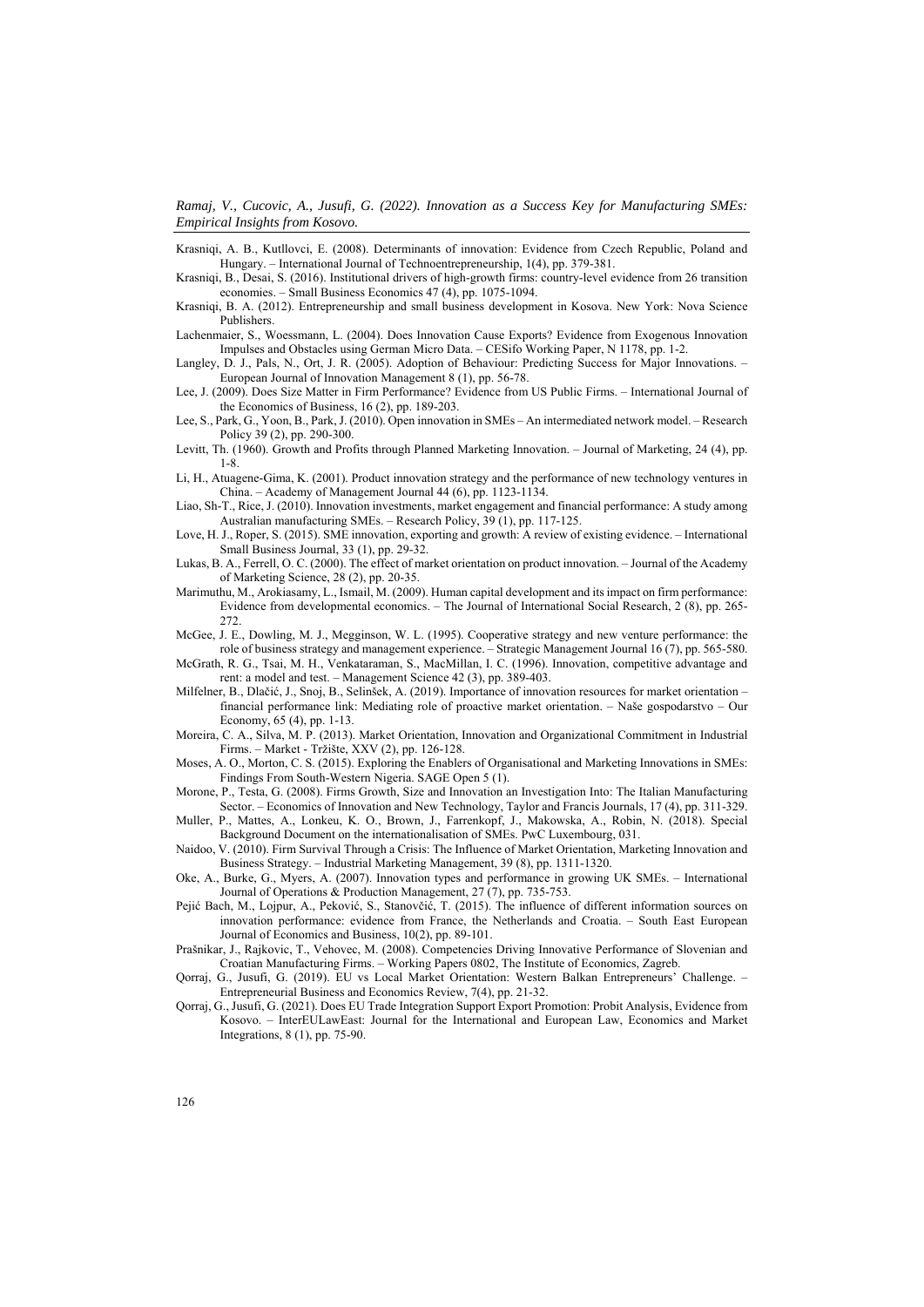Krasniqi, A. B., Kutllovci, E. (2008). Determinants of innovation: Evidence from Czech Republic, Poland and Hungary. – International Journal of Technoentrepreneurship, 1(4), pp. 379-381.

Krasniqi, B., Desai, S. (2016). Institutional drivers of high-growth firms: country-level evidence from 26 transition economies. – Small Business Economics 47 (4), pp. 1075-1094.

Krasniqi, B. A. (2012). Entrepreneurship and small business development in Kosova. New York: Nova Science Publishers.

Lachenmaier, S., Woessmann, L. (2004). Does Innovation Cause Exports? Evidence from Exogenous Innovation Impulses and Obstacles using German Micro Data. – CESifo Working Paper, N 1178, pp. 1-2.

Langley, D. J., Pals, N., Ort, J. R. (2005). Adoption of Behaviour: Predicting Success for Major Innovations. – European Journal of Innovation Management 8 (1), pp. 56-78.

Lee, J. (2009). Does Size Matter in Firm Performance? Evidence from US Public Firms. – International Journal of the Economics of Business, 16 (2), pp. 189-203.

Lee, S., Park, G., Yoon, B., Park, J. (2010). Open innovation in SMEs – An intermediated network model. – Research Policy 39 (2), pp. 290-300.

Levitt, Th. (1960). Growth and Profits through Planned Marketing Innovation. – Journal of Marketing, 24 (4), pp. 1-8.

Li, H., Atuagene-Gima, K. (2001). Product innovation strategy and the performance of new technology ventures in China. – Academy of Management Journal 44 (6), pp. 1123-1134.

Liao, Sh-T., Rice, J. (2010). Innovation investments, market engagement and financial performance: A study among Australian manufacturing SMEs. – Research Policy, 39 (1), pp. 117-125.

Love, H. J., Roper, S. (2015). SME innovation, exporting and growth: A review of existing evidence. – International Small Business Journal, 33 (1), pp. 29-32.

Lukas, B. A., Ferrell, O. C. (2000). The effect of market orientation on product innovation. – Journal of the Academy of Marketing Science, 28 (2), pp. 20-35.

Marimuthu, M., Arokiasamy, L., Ismail, M. (2009). Human capital development and its impact on firm performance: Evidence from developmental economics. – The Journal of International Social Research, 2 (8), pp. 265-272.

McGee, J. E., Dowling, M. J., Megginson, W. L. (1995). Cooperative strategy and new venture performance: the role of business strategy and management experience. – Strategic Management Journal 16 (7), pp. 565-580.

McGrath, R. G., Tsai, M. H., Venkataraman, S., MacMillan, I. C. (1996). Innovation, competitive advantage and rent: a model and test. – Management Science 42 (3), pp. 389-403.

Milfelner, B., Dlačić, J., Snoj, B., Selinšek, A. (2019). Importance of innovation resources for market orientation – financial performance link: Mediating role of proactive market orientation. – Naše gospodarstvo – Our Economy, 65 (4), pp. 1-13.

Moreira, C. A., Silva, M. P. (2013). Market Orientation, Innovation and Organizational Commitment in Industrial Firms. – Market - Tržište, XXV (2), pp. 126-128.

Moses, A. O., Morton, C. S. (2015). Exploring the Enablers of Organisational and Marketing Innovations in SMEs: Findings From South-Western Nigeria. SAGE Open 5 (1).

Morone, P., Testa, G. (2008). Firms Growth, Size and Innovation an Investigation Into: The Italian Manufacturing Sector. – Economics of Innovation and New Technology, Taylor and Francis Journals, 17 (4), pp. 311-329.

Muller, P., Mattes, A., Lonkeu, K. O., Brown, J., Farrenkopf, J., Makowska, A., Robin, N. (2018). Special Background Document on the internationalisation of SMEs. PwC Luxembourg, 031.

Naidoo, V. (2010). Firm Survival Through a Crisis: The Influence of Market Orientation, Marketing Innovation and Business Strategy. – Industrial Marketing Management, 39 (8), pp. 1311-1320.

Oke, A., Burke, G., Myers, A. (2007). Innovation types and performance in growing UK SMEs. – International Journal of Operations & Production Management, 27 (7), pp. 735-753.

Pejić Bach, M., Lojpur, A., Peković, S., Stanovčić, T. (2015). The influence of different information sources on innovation performance: evidence from France, the Netherlands and Croatia. – South East European Journal of Economics and Business, 10(2), pp. 89-101.

Prašnikar, J., Rajkovic, T., Vehovec, M. (2008). Competencies Driving Innovative Performance of Slovenian and Croatian Manufacturing Firms. – Working Papers 0802, The Institute of Economics, Zagreb.

Qorraj, G., Jusufi, G. (2019). EU vs Local Market Orientation: Western Balkan Entrepreneurs' Challenge. – Entrepreneurial Business and Economics Review, 7(4), pp. 21-32.

Qorraj, G., Jusufi, G. (2021). Does EU Trade Integration Support Export Promotion: Probit Analysis, Evidence from Kosovo. – InterEULawEast: Journal for the International and European Law, Economics and Market Integrations, 8 (1), pp. 75-90.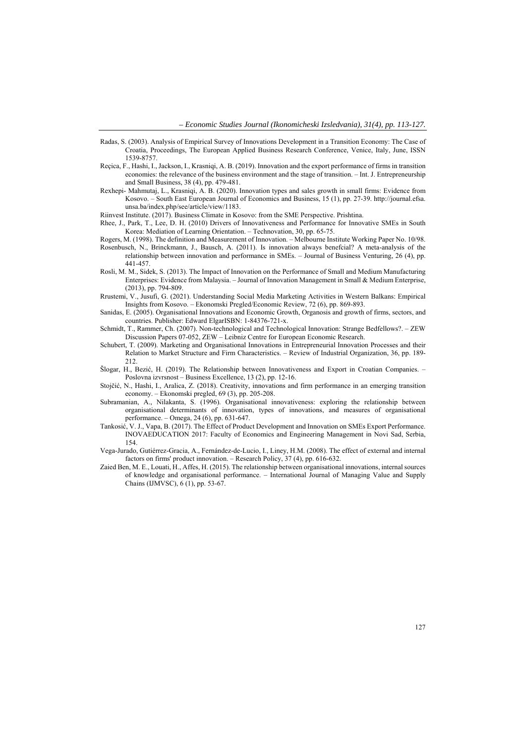Radas, S. (2003). Analysis of Empirical Survey of Innovations Development in a Transition Economy: The Case of Croatia, Proceedings, The European Applied Business Research Conference, Venice, Italy, June, ISSN 1539-8757.

Reçica, F., Hashi, I., Jackson, I., Krasniqi, A. B. (2019). Innovation and the export performance of firms in transition economies: the relevance of the business environment and the stage of transition. – Int. J. Entrepreneurship and Small Business, 38 (4), pp. 479-481.

Rexhepi- Mahmutaj, L., Krasniqi, A. B. (2020). Innovation types and sales growth in small firms: Evidence from Kosovo. – South East European Journal of Economics and Business, 15 (1), pp. 27-39. http://journal.efsa.unsa.ba/index.php/see/article/view/1183.

Riinvest Institute. (2017). Business Climate in Kosovo: from the SME Perspective. Prishtina.

Rhee, J., Park, T., Lee, D. H. (2010) Drivers of Innovativeness and Performance for Innovative SMEs in South Korea: Mediation of Learning Orientation. – Technovation, 30, pp. 65-75.

Rogers, M. (1998). The definition and Measurement of Innovation. – Melbourne Institute Working Paper No. 10/98.

Rosenbusch, N., Brinckmann, J., Bausch, A. (2011). Is innovation always benefcial? A meta-analysis of the relationship between innovation and performance in SMEs. – Journal of Business Venturing, 26 (4), pp. 441-457.

Rosli, M. M., Sidek, S. (2013). The Impact of Innovation on the Performance of Small and Medium Manufacturing Enterprises: Evidence from Malaysia. – Journal of Innovation Management in Small & Medium Enterprise, (2013), pp. 794-809.

Rrustemi, V., Jusufi, G. (2021). Understanding Social Media Marketing Activities in Western Balkans: Empirical Insights from Kosovo. – Ekonomski Pregled/Economic Review, 72 (6), pp. 869-893.

Sanidas, E. (2005). Organisational Innovations and Economic Growth, Organosis and growth of firms, sectors, and countries. Publisher: Edward ElgarISBN: 1-84376-721-x.

Schmidt, T., Rammer, Ch. (2007). Non-technological and Technological Innovation: Strange Bedfellows?. – ZEW Discussion Papers 07-052, ZEW – Leibniz Centre for European Economic Research.

Schubert, T. (2009). Marketing and Organisational Innovations in Entrepreneurial Innovation Processes and their Relation to Market Structure and Firm Characteristics. – Review of Industrial Organization, 36, pp. 189-212.

Šlogar, H., Bezić, H. (2019). The Relationship between Innovativeness and Export in Croatian Companies. – Poslovna izvrsnost – Business Excellence, 13 (2), pp. 12-16.

Stojčić, N., Hashi, I., Aralica, Z. (2018). Creativity, innovations and firm performance in an emerging transition economy. – Ekonomski pregled, 69 (3), pp. 205-208.

Subramanian, A., Nilakanta, S. (1996). Organisational innovativeness: exploring the relationship between organisational determinants of innovation, types of innovations, and measures of organisational performance. – Omega, 24 (6), pp. 631-647.

Tankosić, V. J., Vapa, B. (2017). The Effect of Product Development and Innovation on SMEs Export Performance. INOVAEDUCATION 2017: Faculty of Economics and Engineering Management in Novi Sad, Serbia, 154.

Vega-Jurado, Gutiérrez-Gracia, A., Fernández-de-Lucio, I., Liney, H.M. (2008). The effect of external and internal factors on firms' product innovation. – Research Policy, 37 (4), pp. 616-632.

Zaied Ben, M. E., Louati, H., Affes, H. (2015). The relationship between organisational innovations, internal sources of knowledge and organisational performance. – International Journal of Managing Value and Supply Chains (IJMVSC), 6 (1), pp. 53-67.